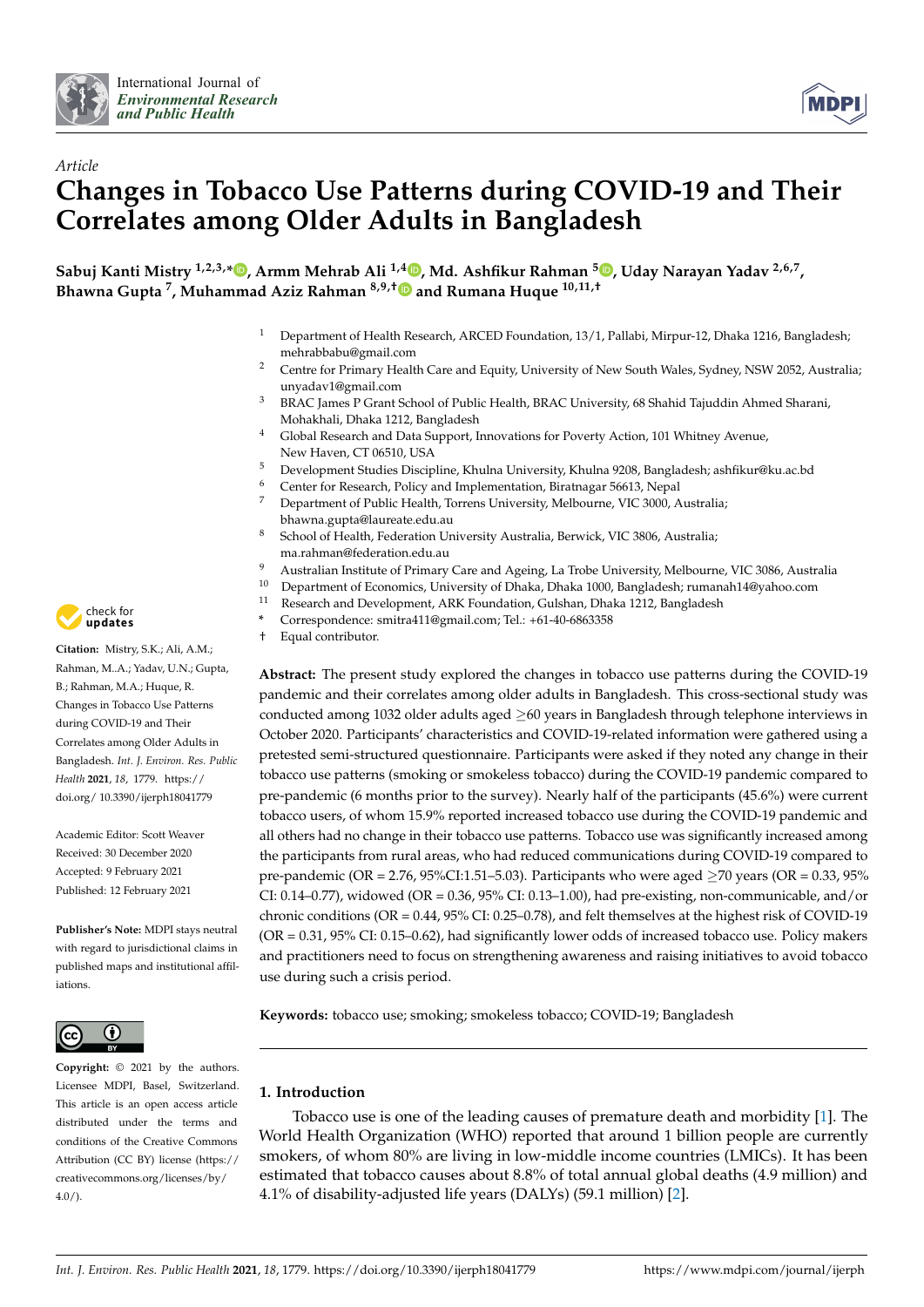*Article*

# Changes in Tobacco Use Patterns during COVID-19 and Their Correlates among Older Adults in Bangladesh

**Sabuj Kanti Mistry [1,2,3,*], Armm Mehrab Ali [1,4], Md. Ashfikur Rahman [5], Uday Narayan Yadav [2,6,7], Bhawna Gupta [7], Muhammad Aziz Rahman [8,9,†] and Rumana Huque [10,11,†]**

1 Department of Health Research, ARCED Foundation, 13/1, Pallabi, Mirpur-12, Dhaka 1216, Bangladesh; mehrabbabu@gmail.com
2 Centre for Primary Health Care and Equity, University of New South Wales, Sydney, NSW 2052, Australia; unyadav1@gmail.com
3 BRAC James P Grant School of Public Health, BRAC University, 68 Shahid Tajuddin Ahmed Sharani, Mohakhali, Dhaka 1212, Bangladesh
4 Global Research and Data Support, Innovations for Poverty Action, 101 Whitney Avenue, New Haven, CT 06510, USA
5 Development Studies Discipline, Khulna University, Khulna 9208, Bangladesh; ashfikur@ku.ac.bd
6 Center for Research, Policy and Implementation, Biratnagar 56613, Nepal
7 Department of Public Health, Torrens University, Melbourne, VIC 3000, Australia; bhawna.gupta@laureate.edu.au
8 School of Health, Federation University Australia, Berwick, VIC 3806, Australia; ma.rahman@federation.edu.au
9 Australian Institute of Primary Care and Ageing, La Trobe University, Melbourne, VIC 3086, Australia
10 Department of Economics, University of Dhaka, Dhaka 1000, Bangladesh; rumanah14@yahoo.com
11 Research and Development, ARK Foundation, Gulshan, Dhaka 1212, Bangladesh
\* Correspondence: smitra411@gmail.com; Tel.: +61-40-6863358
† Equal contributor.

**Citation:** Mistry, S.K.; Ali, A.M.; Rahman, M.A.; Yadav, U.N.; Gupta, B.; Rahman, M.A.; Huque, R. Changes in Tobacco Use Patterns during COVID-19 and Their Correlates among Older Adults in Bangladesh. *Int. J. Environ. Res. Public Health* **2021**, *18*, 1779. https://doi.org/10.3390/ijerph18041779

Academic Editor: Scott Weaver

Received: 30 December 2020
Accepted: 9 February 2021
Published: 12 February 2021

**Publisher's Note:** MDPI stays neutral with regard to jurisdictional claims in published maps and institutional affiliations.

**Copyright:** © 2021 by the authors. Licensee MDPI, Basel, Switzerland. This article is an open access article distributed under the terms and conditions of the Creative Commons Attribution (CC BY) license (https://creativecommons.org/licenses/by/4.0/).

**Abstract:** The present study explored the changes in tobacco use patterns during the COVID-19 pandemic and their correlates among older adults in Bangladesh. This cross-sectional study was conducted among 1032 older adults aged ≥60 years in Bangladesh through telephone interviews in October 2020. Participants' characteristics and COVID-19-related information were gathered using a pretested semi-structured questionnaire. Participants were asked if they noted any change in their tobacco use patterns (smoking or smokeless tobacco) during the COVID-19 pandemic compared to pre-pandemic (6 months prior to the survey). Nearly half of the participants (45.6%) were current tobacco users, of whom 15.9% reported increased tobacco use during the COVID-19 pandemic and all others had no change in their tobacco use patterns. Tobacco use was significantly increased among the participants from rural areas, who had reduced communications during COVID-19 compared to pre-pandemic (OR = 2.76, 95%CI:1.51–5.03). Participants who were aged ≥70 years (OR = 0.33, 95% CI: 0.14–0.77), widowed (OR = 0.36, 95% CI: 0.13–1.00), had pre-existing, non-communicable, and/or chronic conditions (OR = 0.44, 95% CI: 0.25–0.78), and felt themselves at the highest risk of COVID-19 (OR = 0.31, 95% CI: 0.15–0.62), had significantly lower odds of increased tobacco use. Policy makers and practitioners need to focus on strengthening awareness and raising initiatives to avoid tobacco use during such a crisis period.

**Keywords:** tobacco use; smoking; smokeless tobacco; COVID-19; Bangladesh

## 1. Introduction

Tobacco use is one of the leading causes of premature death and morbidity [1]. The World Health Organization (WHO) reported that around 1 billion people are currently smokers, of whom 80% are living in low-middle income countries (LMICs). It has been estimated that tobacco causes about 8.8% of total annual global deaths (4.9 million) and 4.1% of disability-adjusted life years (DALYs) (59.1 million) [2].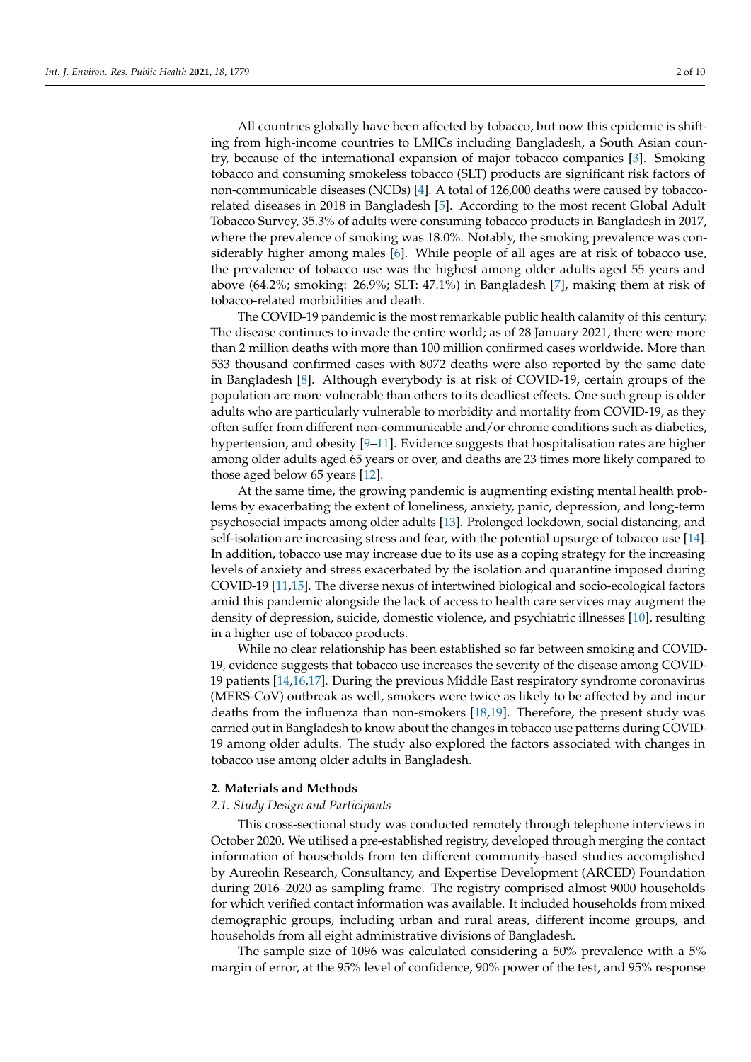All countries globally have been affected by tobacco, but now this epidemic is shifting from high-income countries to LMICs including Bangladesh, a South Asian country, because of the international expansion of major tobacco companies [3]. Smoking tobacco and consuming smokeless tobacco (SLT) products are significant risk factors of non-communicable diseases (NCDs) [4]. A total of 126,000 deaths were caused by tobacco-related diseases in 2018 in Bangladesh [5]. According to the most recent Global Adult Tobacco Survey, 35.3% of adults were consuming tobacco products in Bangladesh in 2017, where the prevalence of smoking was 18.0%. Notably, the smoking prevalence was considerably higher among males [6]. While people of all ages are at risk of tobacco use, the prevalence of tobacco use was the highest among older adults aged 55 years and above (64.2%; smoking: 26.9%; SLT: 47.1%) in Bangladesh [7], making them at risk of tobacco-related morbidities and death.

The COVID-19 pandemic is the most remarkable public health calamity of this century. The disease continues to invade the entire world; as of 28 January 2021, there were more than 2 million deaths with more than 100 million confirmed cases worldwide. More than 533 thousand confirmed cases with 8072 deaths were also reported by the same date in Bangladesh [8]. Although everybody is at risk of COVID-19, certain groups of the population are more vulnerable than others to its deadliest effects. One such group is older adults who are particularly vulnerable to morbidity and mortality from COVID-19, as they often suffer from different non-communicable and/or chronic conditions such as diabetics, hypertension, and obesity [9–11]. Evidence suggests that hospitalisation rates are higher among older adults aged 65 years or over, and deaths are 23 times more likely compared to those aged below 65 years [12].

At the same time, the growing pandemic is augmenting existing mental health problems by exacerbating the extent of loneliness, anxiety, panic, depression, and long-term psychosocial impacts among older adults [13]. Prolonged lockdown, social distancing, and self-isolation are increasing stress and fear, with the potential upsurge of tobacco use [14]. In addition, tobacco use may increase due to its use as a coping strategy for the increasing levels of anxiety and stress exacerbated by the isolation and quarantine imposed during COVID-19 [11,15]. The diverse nexus of intertwined biological and socio-ecological factors amid this pandemic alongside the lack of access to health care services may augment the density of depression, suicide, domestic violence, and psychiatric illnesses [10], resulting in a higher use of tobacco products.

While no clear relationship has been established so far between smoking and COVID-19, evidence suggests that tobacco use increases the severity of the disease among COVID-19 patients [14,16,17]. During the previous Middle East respiratory syndrome coronavirus (MERS-CoV) outbreak as well, smokers were twice as likely to be affected by and incur deaths from the influenza than non-smokers [18,19]. Therefore, the present study was carried out in Bangladesh to know about the changes in tobacco use patterns during COVID-19 among older adults. The study also explored the factors associated with changes in tobacco use among older adults in Bangladesh.

## 2. Materials and Methods

### *2.1. Study Design and Participants*

This cross-sectional study was conducted remotely through telephone interviews in October 2020. We utilised a pre-established registry, developed through merging the contact information of households from ten different community-based studies accomplished by Aureolin Research, Consultancy, and Expertise Development (ARCED) Foundation during 2016–2020 as sampling frame. The registry comprised almost 9000 households for which verified contact information was available. It included households from mixed demographic groups, including urban and rural areas, different income groups, and households from all eight administrative divisions of Bangladesh.

The sample size of 1096 was calculated considering a 50% prevalence with a 5% margin of error, at the 95% level of confidence, 90% power of the test, and 95% response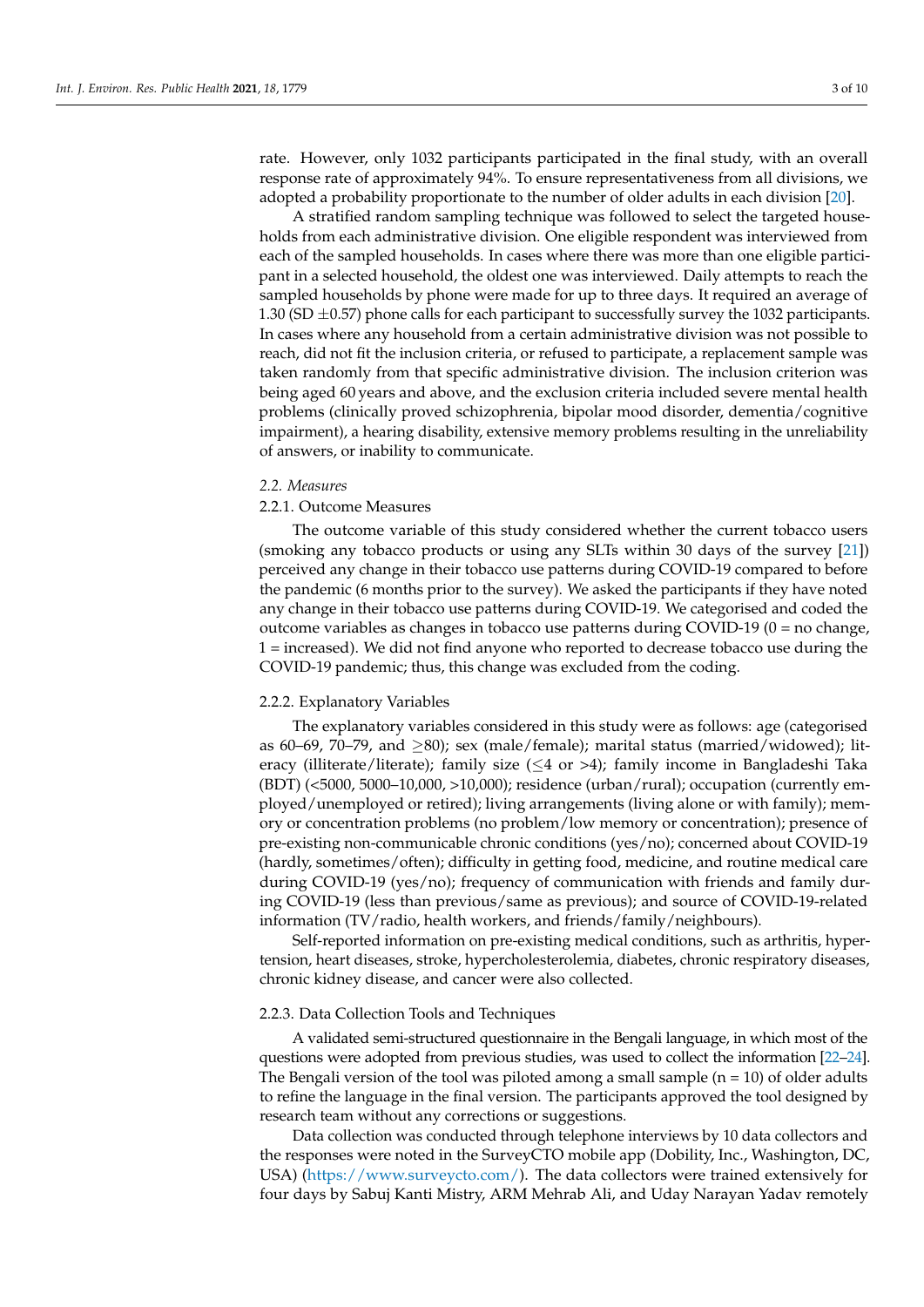rate. However, only 1032 participants participated in the final study, with an overall response rate of approximately 94%. To ensure representativeness from all divisions, we adopted a probability proportionate to the number of older adults in each division [20].

A stratified random sampling technique was followed to select the targeted households from each administrative division. One eligible respondent was interviewed from each of the sampled households. In cases where there was more than one eligible participant in a selected household, the oldest one was interviewed. Daily attempts to reach the sampled households by phone were made for up to three days. It required an average of 1.30 (SD ±0.57) phone calls for each participant to successfully survey the 1032 participants. In cases where any household from a certain administrative division was not possible to reach, did not fit the inclusion criteria, or refused to participate, a replacement sample was taken randomly from that specific administrative division. The inclusion criterion was being aged 60 years and above, and the exclusion criteria included severe mental health problems (clinically proved schizophrenia, bipolar mood disorder, dementia/cognitive impairment), a hearing disability, extensive memory problems resulting in the unreliability of answers, or inability to communicate.

### *2.2. Measures*

#### 2.2.1. Outcome Measures

The outcome variable of this study considered whether the current tobacco users (smoking any tobacco products or using any SLTs within 30 days of the survey [21]) perceived any change in their tobacco use patterns during COVID-19 compared to before the pandemic (6 months prior to the survey). We asked the participants if they have noted any change in their tobacco use patterns during COVID-19. We categorised and coded the outcome variables as changes in tobacco use patterns during COVID-19 (0 = no change, 1 = increased). We did not find anyone who reported to decrease tobacco use during the COVID-19 pandemic; thus, this change was excluded from the coding.

#### 2.2.2. Explanatory Variables

The explanatory variables considered in this study were as follows: age (categorised as 60–69, 70–79, and ≥80); sex (male/female); marital status (married/widowed); literacy (illiterate/literate); family size (≤4 or >4); family income in Bangladeshi Taka (BDT) (<5000, 5000–10,000, >10,000); residence (urban/rural); occupation (currently employed/unemployed or retired); living arrangements (living alone or with family); memory or concentration problems (no problem/low memory or concentration); presence of pre-existing non-communicable chronic conditions (yes/no); concerned about COVID-19 (hardly, sometimes/often); difficulty in getting food, medicine, and routine medical care during COVID-19 (yes/no); frequency of communication with friends and family during COVID-19 (less than previous/same as previous); and source of COVID-19-related information (TV/radio, health workers, and friends/family/neighbours).

Self-reported information on pre-existing medical conditions, such as arthritis, hypertension, heart diseases, stroke, hypercholesterolemia, diabetes, chronic respiratory diseases, chronic kidney disease, and cancer were also collected.

#### 2.2.3. Data Collection Tools and Techniques

A validated semi-structured questionnaire in the Bengali language, in which most of the questions were adopted from previous studies, was used to collect the information [22–24]. The Bengali version of the tool was piloted among a small sample (n = 10) of older adults to refine the language in the final version. The participants approved the tool designed by research team without any corrections or suggestions.

Data collection was conducted through telephone interviews by 10 data collectors and the responses were noted in the SurveyCTO mobile app (Dobility, Inc., Washington, DC, USA) (https://www.surveycto.com/). The data collectors were trained extensively for four days by Sabuj Kanti Mistry, ARM Mehrab Ali, and Uday Narayan Yadav remotely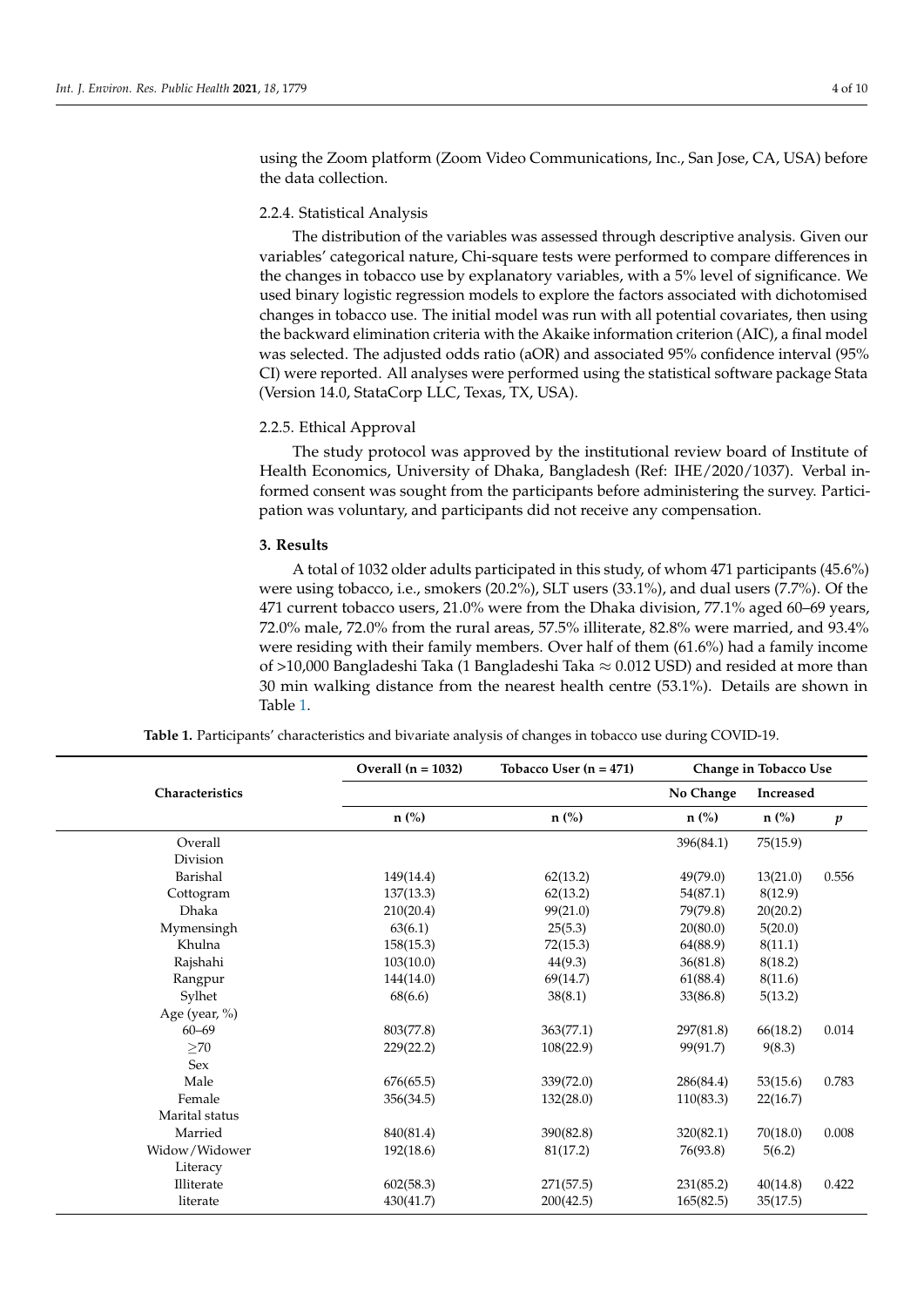using the Zoom platform (Zoom Video Communications, Inc., San Jose, CA, USA) before the data collection.

#### 2.2.4. Statistical Analysis

The distribution of the variables was assessed through descriptive analysis. Given our variables' categorical nature, Chi-square tests were performed to compare differences in the changes in tobacco use by explanatory variables, with a 5% level of significance. We used binary logistic regression models to explore the factors associated with dichotomised changes in tobacco use. The initial model was run with all potential covariates, then using the backward elimination criteria with the Akaike information criterion (AIC), a final model was selected. The adjusted odds ratio (aOR) and associated 95% confidence interval (95% CI) were reported. All analyses were performed using the statistical software package Stata (Version 14.0, StataCorp LLC, Texas, TX, USA).

#### 2.2.5. Ethical Approval

The study protocol was approved by the institutional review board of Institute of Health Economics, University of Dhaka, Bangladesh (Ref: IHE/2020/1037). Verbal informed consent was sought from the participants before administering the survey. Participation was voluntary, and participants did not receive any compensation.

## 3. Results

A total of 1032 older adults participated in this study, of whom 471 participants (45.6%) were using tobacco, i.e., smokers (20.2%), SLT users (33.1%), and dual users (7.7%). Of the 471 current tobacco users, 21.0% were from the Dhaka division, 77.1% aged 60–69 years, 72.0% male, 72.0% from the rural areas, 57.5% illiterate, 82.8% were married, and 93.4% were residing with their family members. Over half of them (61.6%) had a family income of >10,000 Bangladeshi Taka (1 Bangladeshi Taka ≈ 0.012 USD) and resided at more than 30 min walking distance from the nearest health centre (53.1%). Details are shown in Table 1.

**Table 1.** Participants' characteristics and bivariate analysis of changes in tobacco use during COVID-19.

| Characteristics | Overall (n = 1032) | Tobacco User (n = 471) | Change in Tobacco Use | | |
|---|---|---|---|---|---|
| | | | No Change | Increased | |
| | n (%) | n (%) | n (%) | n (%) | *p* |
| Overall | | | 396(84.1) | 75(15.9) | |
| Division | | | | | |
| Barishal | 149(14.4) | 62(13.2) | 49(79.0) | 13(21.0) | 0.556 |
| Cottogram | 137(13.3) | 62(13.2) | 54(87.1) | 8(12.9) | |
| Dhaka | 210(20.4) | 99(21.0) | 79(79.8) | 20(20.2) | |
| Mymensingh | 63(6.1) | 25(5.3) | 20(80.0) | 5(20.0) | |
| Khulna | 158(15.3) | 72(15.3) | 64(88.9) | 8(11.1) | |
| Rajshahi | 103(10.0) | 44(9.3) | 36(81.8) | 8(18.2) | |
| Rangpur | 144(14.0) | 69(14.7) | 61(88.4) | 8(11.6) | |
| Sylhet | 68(6.6) | 38(8.1) | 33(86.8) | 5(13.2) | |
| Age (year, %) | | | | | |
| 60–69 | 803(77.8) | 363(77.1) | 297(81.8) | 66(18.2) | 0.014 |
| ≥70 | 229(22.2) | 108(22.9) | 99(91.7) | 9(8.3) | |
| Sex | | | | | |
| Male | 676(65.5) | 339(72.0) | 286(84.4) | 53(15.6) | 0.783 |
| Female | 356(34.5) | 132(28.0) | 110(83.3) | 22(16.7) | |
| Marital status | | | | | |
| Married | 840(81.4) | 390(82.8) | 320(82.1) | 70(18.0) | 0.008 |
| Widow/Widower | 192(18.6) | 81(17.2) | 76(93.8) | 5(6.2) | |
| Literacy | | | | | |
| Illiterate | 602(58.3) | 271(57.5) | 231(85.2) | 40(14.8) | 0.422 |
| literate | 430(41.7) | 200(42.5) | 165(82.5) | 35(17.5) | |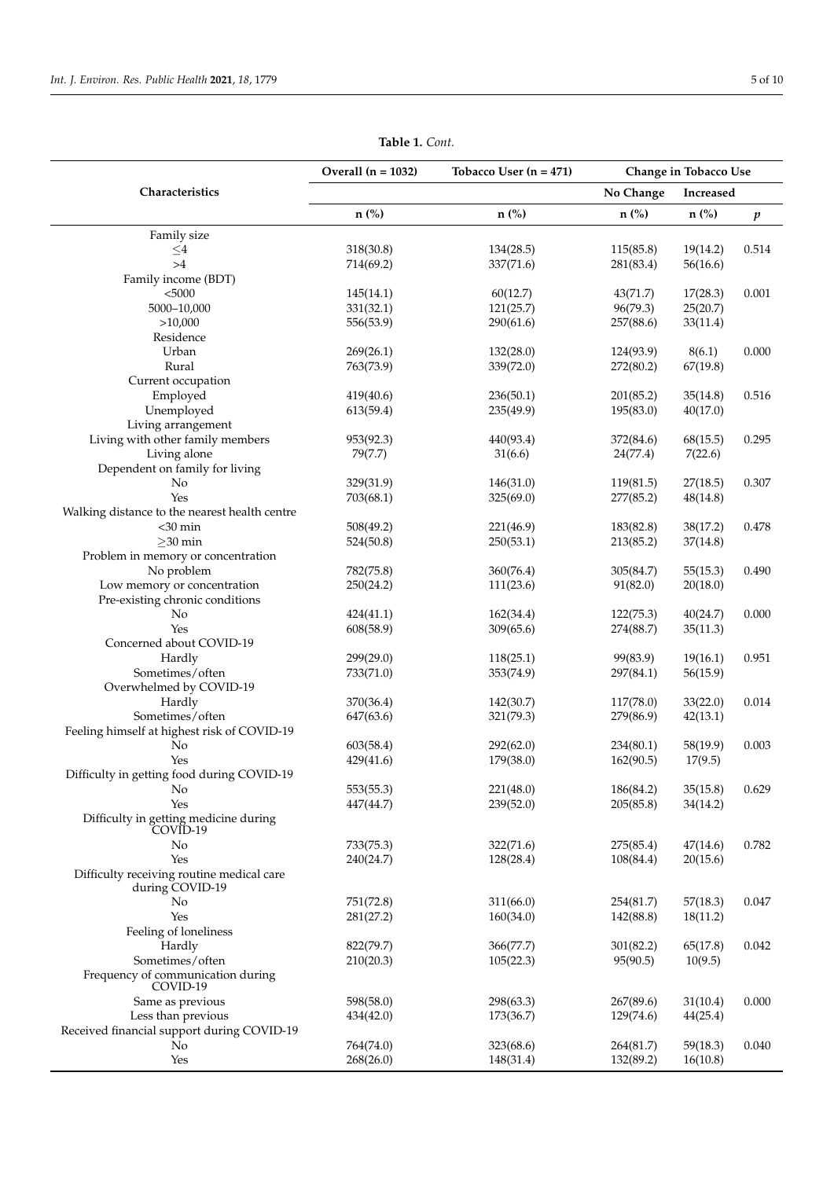**Table 1.** *Cont.*

| Characteristics | Overall (n = 1032) | Tobacco User (n = 471) | Change in Tobacco Use | | |
|---|---|---|---|---|---|
| | | | No Change | Increased | |
| | n (%) | n (%) | n (%) | n (%) | *p* |
| Family size | | | | | |
| ≤4 | 318(30.8) | 134(28.5) | 115(85.8) | 19(14.2) | 0.514 |
| >4 | 714(69.2) | 337(71.6) | 281(83.4) | 56(16.6) | |
| Family income (BDT) | | | | | |
| <5000 | 145(14.1) | 60(12.7) | 43(71.7) | 17(28.3) | 0.001 |
| 5000–10,000 | 331(32.1) | 121(25.7) | 96(79.3) | 25(20.7) | |
| >10,000 | 556(53.9) | 290(61.6) | 257(88.6) | 33(11.4) | |
| Residence | | | | | |
| Urban | 269(26.1) | 132(28.0) | 124(93.9) | 8(6.1) | 0.000 |
| Rural | 763(73.9) | 339(72.0) | 272(80.2) | 67(19.8) | |
| Current occupation | | | | | |
| Employed | 419(40.6) | 236(50.1) | 201(85.2) | 35(14.8) | 0.516 |
| Unemployed | 613(59.4) | 235(49.9) | 195(83.0) | 40(17.0) | |
| Living arrangement | | | | | |
| Living with other family members | 953(92.3) | 440(93.4) | 372(84.6) | 68(15.5) | 0.295 |
| Living alone | 79(7.7) | 31(6.6) | 24(77.4) | 7(22.6) | |
| Dependent on family for living | | | | | |
| No | 329(31.9) | 146(31.0) | 119(81.5) | 27(18.5) | 0.307 |
| Yes | 703(68.1) | 325(69.0) | 277(85.2) | 48(14.8) | |
| Walking distance to the nearest health centre | | | | | |
| <30 min | 508(49.2) | 221(46.9) | 183(82.8) | 38(17.2) | 0.478 |
| ≥30 min | 524(50.8) | 250(53.1) | 213(85.2) | 37(14.8) | |
| Problem in memory or concentration | | | | | |
| No problem | 782(75.8) | 360(76.4) | 305(84.7) | 55(15.3) | 0.490 |
| Low memory or concentration | 250(24.2) | 111(23.6) | 91(82.0) | 20(18.0) | |
| Pre-existing chronic conditions | | | | | |
| No | 424(41.1) | 162(34.4) | 122(75.3) | 40(24.7) | 0.000 |
| Yes | 608(58.9) | 309(65.6) | 274(88.7) | 35(11.3) | |
| Concerned about COVID-19 | | | | | |
| Hardly | 299(29.0) | 118(25.1) | 99(83.9) | 19(16.1) | 0.951 |
| Sometimes/often | 733(71.0) | 353(74.9) | 297(84.1) | 56(15.9) | |
| Overwhelmed by COVID-19 | | | | | |
| Hardly | 370(36.4) | 142(30.7) | 117(78.0) | 33(22.0) | 0.014 |
| Sometimes/often | 647(63.6) | 321(79.3) | 279(86.9) | 42(13.1) | |
| Feeling himself at highest risk of COVID-19 | | | | | |
| No | 603(58.4) | 292(62.0) | 234(80.1) | 58(19.9) | 0.003 |
| Yes | 429(41.6) | 179(38.0) | 162(90.5) | 17(9.5) | |
| Difficulty in getting food during COVID-19 | | | | | |
| No | 553(55.3) | 221(48.0) | 186(84.2) | 35(15.8) | 0.629 |
| Yes | 447(44.7) | 239(52.0) | 205(85.8) | 34(14.2) | |
| Difficulty in getting medicine during COVID-19 | | | | | |
| No | 733(75.3) | 322(71.6) | 275(85.4) | 47(14.6) | 0.782 |
| Yes | 240(24.7) | 128(28.4) | 108(84.4) | 20(15.6) | |
| Difficulty receiving routine medical care during COVID-19 | | | | | |
| No | 751(72.8) | 311(66.0) | 254(81.7) | 57(18.3) | 0.047 |
| Yes | 281(27.2) | 160(34.0) | 142(88.8) | 18(11.2) | |
| Feeling of loneliness | | | | | |
| Hardly | 822(79.7) | 366(77.7) | 301(82.2) | 65(17.8) | 0.042 |
| Sometimes/often | 210(20.3) | 105(22.3) | 95(90.5) | 10(9.5) | |
| Frequency of communication during COVID-19 | | | | | |
| Same as previous | 598(58.0) | 298(63.3) | 267(89.6) | 31(10.4) | 0.000 |
| Less than previous | 434(42.0) | 173(36.7) | 129(74.6) | 44(25.4) | |
| Received financial support during COVID-19 | | | | | |
| No | 764(74.0) | 323(68.6) | 264(81.7) | 59(18.3) | 0.040 |
| Yes | 268(26.0) | 148(31.4) | 132(89.2) | 16(10.8) | |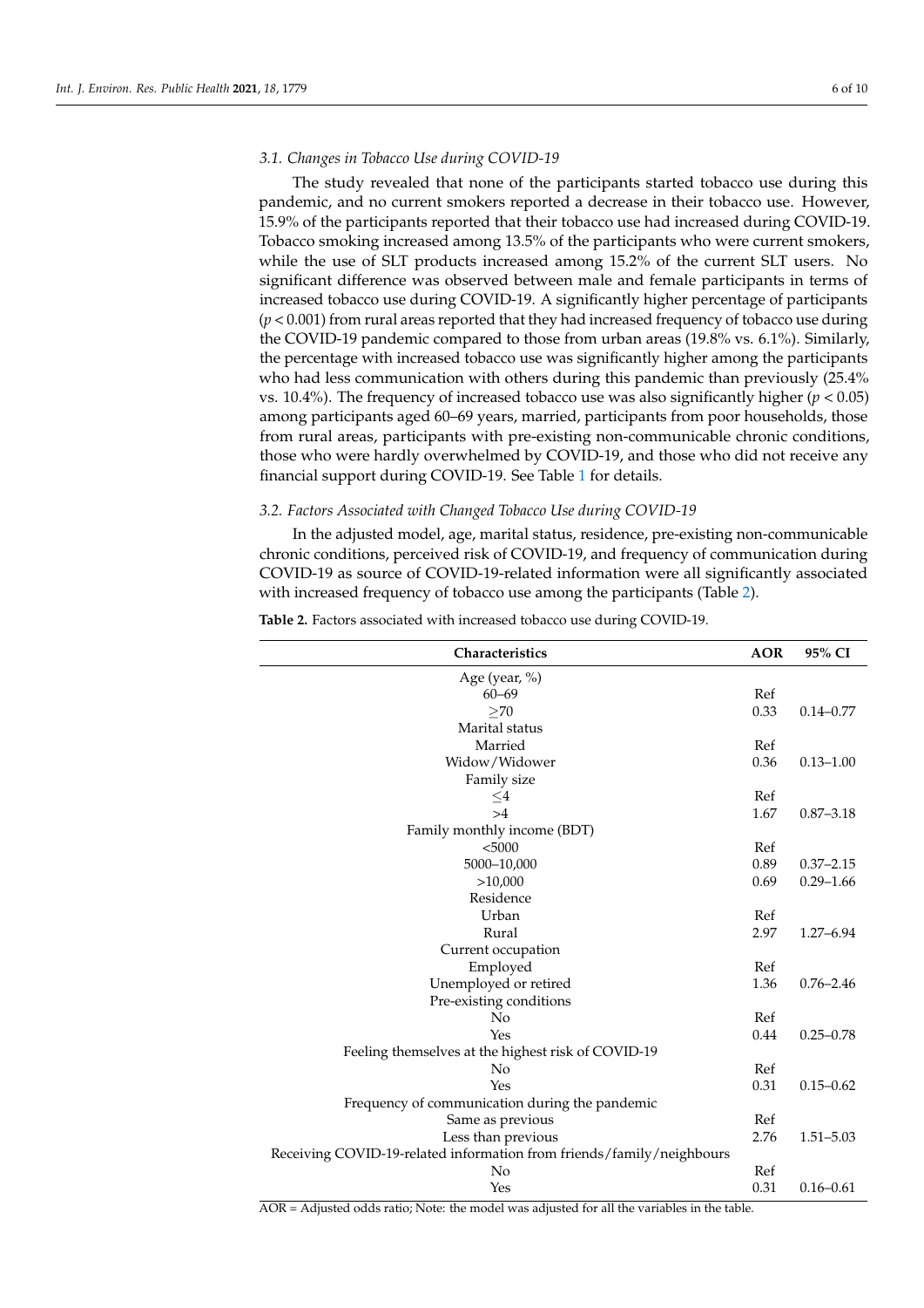### 3.1. Changes in Tobacco Use during COVID-19

The study revealed that none of the participants started tobacco use during this pandemic, and no current smokers reported a decrease in their tobacco use. However, 15.9% of the participants reported that their tobacco use had increased during COVID-19. Tobacco smoking increased among 13.5% of the participants who were current smokers, while the use of SLT products increased among 15.2% of the current SLT users. No significant difference was observed between male and female participants in terms of increased tobacco use during COVID-19. A significantly higher percentage of participants ($p < 0.001$) from rural areas reported that they had increased frequency of tobacco use during the COVID-19 pandemic compared to those from urban areas (19.8% vs. 6.1%). Similarly, the percentage with increased tobacco use was significantly higher among the participants who had less communication with others during this pandemic than previously (25.4% vs. 10.4%). The frequency of increased tobacco use was also significantly higher ($p < 0.05$) among participants aged 60–69 years, married, participants from poor households, those from rural areas, participants with pre-existing non-communicable chronic conditions, those who were hardly overwhelmed by COVID-19, and those who did not receive any financial support during COVID-19. See Table 1 for details.

### 3.2. Factors Associated with Changed Tobacco Use during COVID-19

In the adjusted model, age, marital status, residence, pre-existing non-communicable chronic conditions, perceived risk of COVID-19, and frequency of communication during COVID-19 as source of COVID-19-related information were all significantly associated with increased frequency of tobacco use among the participants (Table 2).

**Table 2.** Factors associated with increased tobacco use during COVID-19.

| Characteristics | AOR | 95% CI |
|---|---|---|
| Age (year, %) | | |
| 60–69 | Ref | |
| ≥70 | 0.33 | 0.14–0.77 |
| Marital status | | |
| Married | Ref | |
| Widow/Widower | 0.36 | 0.13–1.00 |
| Family size | | |
| ≤4 | Ref | |
| >4 | 1.67 | 0.87–3.18 |
| Family monthly income (BDT) | | |
| <5000 | Ref | |
| 5000–10,000 | 0.89 | 0.37–2.15 |
| >10,000 | 0.69 | 0.29–1.66 |
| Residence | | |
| Urban | Ref | |
| Rural | 2.97 | 1.27–6.94 |
| Current occupation | | |
| Employed | Ref | |
| Unemployed or retired | 1.36 | 0.76–2.46 |
| Pre-existing conditions | | |
| No | Ref | |
| Yes | 0.44 | 0.25–0.78 |
| Feeling themselves at the highest risk of COVID-19 | | |
| No | Ref | |
| Yes | 0.31 | 0.15–0.62 |
| Frequency of communication during the pandemic | | |
| Same as previous | Ref | |
| Less than previous | 2.76 | 1.51–5.03 |
| Receiving COVID-19-related information from friends/family/neighbours | | |
| No | Ref | |
| Yes | 0.31 | 0.16–0.61 |

AOR = Adjusted odds ratio; Note: the model was adjusted for all the variables in the table.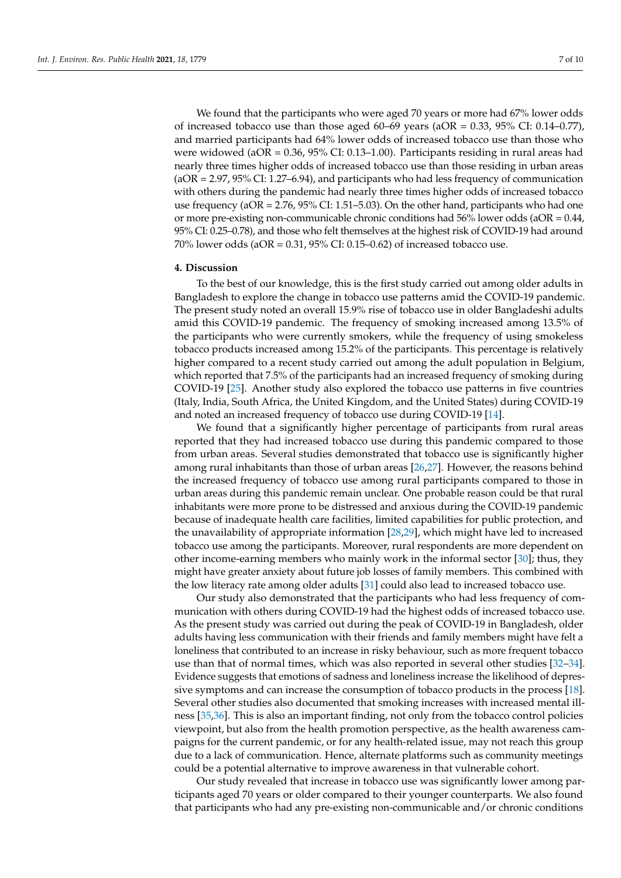We found that the participants who were aged 70 years or more had 67% lower odds of increased tobacco use than those aged 60–69 years (aOR = 0.33, 95% CI: 0.14–0.77), and married participants had 64% lower odds of increased tobacco use than those who were widowed (aOR = 0.36, 95% CI: 0.13–1.00). Participants residing in rural areas had nearly three times higher odds of increased tobacco use than those residing in urban areas (aOR = 2.97, 95% CI: 1.27–6.94), and participants who had less frequency of communication with others during the pandemic had nearly three times higher odds of increased tobacco use frequency (aOR = 2.76, 95% CI: 1.51–5.03). On the other hand, participants who had one or more pre-existing non-communicable chronic conditions had 56% lower odds (aOR = 0.44, 95% CI: 0.25–0.78), and those who felt themselves at the highest risk of COVID-19 had around 70% lower odds (aOR = 0.31, 95% CI: 0.15–0.62) of increased tobacco use.

## 4. Discussion

To the best of our knowledge, this is the first study carried out among older adults in Bangladesh to explore the change in tobacco use patterns amid the COVID-19 pandemic. The present study noted an overall 15.9% rise of tobacco use in older Bangladeshi adults amid this COVID-19 pandemic. The frequency of smoking increased among 13.5% of the participants who were currently smokers, while the frequency of using smokeless tobacco products increased among 15.2% of the participants. This percentage is relatively higher compared to a recent study carried out among the adult population in Belgium, which reported that 7.5% of the participants had an increased frequency of smoking during COVID-19 [25]. Another study also explored the tobacco use patterns in five countries (Italy, India, South Africa, the United Kingdom, and the United States) during COVID-19 and noted an increased frequency of tobacco use during COVID-19 [14].

We found that a significantly higher percentage of participants from rural areas reported that they had increased tobacco use during this pandemic compared to those from urban areas. Several studies demonstrated that tobacco use is significantly higher among rural inhabitants than those of urban areas [26,27]. However, the reasons behind the increased frequency of tobacco use among rural participants compared to those in urban areas during this pandemic remain unclear. One probable reason could be that rural inhabitants were more prone to be distressed and anxious during the COVID-19 pandemic because of inadequate health care facilities, limited capabilities for public protection, and the unavailability of appropriate information [28,29], which might have led to increased tobacco use among the participants. Moreover, rural respondents are more dependent on other income-earning members who mainly work in the informal sector [30]; thus, they might have greater anxiety about future job losses of family members. This combined with the low literacy rate among older adults [31] could also lead to increased tobacco use.

Our study also demonstrated that the participants who had less frequency of communication with others during COVID-19 had the highest odds of increased tobacco use. As the present study was carried out during the peak of COVID-19 in Bangladesh, older adults having less communication with their friends and family members might have felt a loneliness that contributed to an increase in risky behaviour, such as more frequent tobacco use than that of normal times, which was also reported in several other studies [32–34]. Evidence suggests that emotions of sadness and loneliness increase the likelihood of depressive symptoms and can increase the consumption of tobacco products in the process [18]. Several other studies also documented that smoking increases with increased mental illness [35,36]. This is also an important finding, not only from the tobacco control policies viewpoint, but also from the health promotion perspective, as the health awareness campaigns for the current pandemic, or for any health-related issue, may not reach this group due to a lack of communication. Hence, alternate platforms such as community meetings could be a potential alternative to improve awareness in that vulnerable cohort.

Our study revealed that increase in tobacco use was significantly lower among participants aged 70 years or older compared to their younger counterparts. We also found that participants who had any pre-existing non-communicable and/or chronic conditions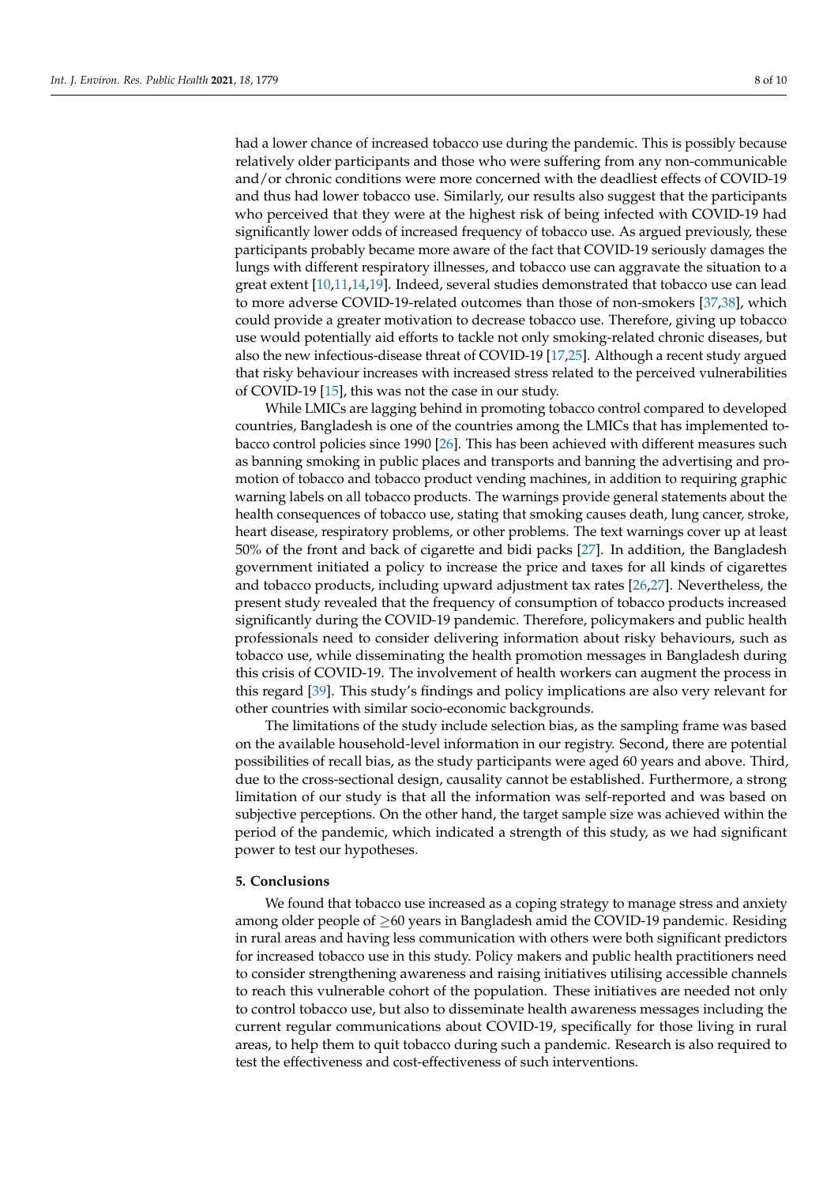had a lower chance of increased tobacco use during the pandemic. This is possibly because relatively older participants and those who were suffering from any non-communicable and/or chronic conditions were more concerned with the deadliest effects of COVID-19 and thus had lower tobacco use. Similarly, our results also suggest that the participants who perceived that they were at the highest risk of being infected with COVID-19 had significantly lower odds of increased frequency of tobacco use. As argued previously, these participants probably became more aware of the fact that COVID-19 seriously damages the lungs with different respiratory illnesses, and tobacco use can aggravate the situation to a great extent [10,11,14,19]. Indeed, several studies demonstrated that tobacco use can lead to more adverse COVID-19-related outcomes than those of non-smokers [37,38], which could provide a greater motivation to decrease tobacco use. Therefore, giving up tobacco use would potentially aid efforts to tackle not only smoking-related chronic diseases, but also the new infectious-disease threat of COVID-19 [17,25]. Although a recent study argued that risky behaviour increases with increased stress related to the perceived vulnerabilities of COVID-19 [15], this was not the case in our study.

While LMICs are lagging behind in promoting tobacco control compared to developed countries, Bangladesh is one of the countries among the LMICs that has implemented tobacco control policies since 1990 [26]. This has been achieved with different measures such as banning smoking in public places and transports and banning the advertising and promotion of tobacco and tobacco product vending machines, in addition to requiring graphic warning labels on all tobacco products. The warnings provide general statements about the health consequences of tobacco use, stating that smoking causes death, lung cancer, stroke, heart disease, respiratory problems, or other problems. The text warnings cover up at least 50% of the front and back of cigarette and bidi packs [27]. In addition, the Bangladesh government initiated a policy to increase the price and taxes for all kinds of cigarettes and tobacco products, including upward adjustment tax rates [26,27]. Nevertheless, the present study revealed that the frequency of consumption of tobacco products increased significantly during the COVID-19 pandemic. Therefore, policymakers and public health professionals need to consider delivering information about risky behaviours, such as tobacco use, while disseminating the health promotion messages in Bangladesh during this crisis of COVID-19. The involvement of health workers can augment the process in this regard [39]. This study's findings and policy implications are also very relevant for other countries with similar socio-economic backgrounds.

The limitations of the study include selection bias, as the sampling frame was based on the available household-level information in our registry. Second, there are potential possibilities of recall bias, as the study participants were aged 60 years and above. Third, due to the cross-sectional design, causality cannot be established. Furthermore, a strong limitation of our study is that all the information was self-reported and was based on subjective perceptions. On the other hand, the target sample size was achieved within the period of the pandemic, which indicated a strength of this study, as we had significant power to test our hypotheses.

## 5. Conclusions

We found that tobacco use increased as a coping strategy to manage stress and anxiety among older people of $\geq$60 years in Bangladesh amid the COVID-19 pandemic. Residing in rural areas and having less communication with others were both significant predictors for increased tobacco use in this study. Policy makers and public health practitioners need to consider strengthening awareness and raising initiatives utilising accessible channels to reach this vulnerable cohort of the population. These initiatives are needed not only to control tobacco use, but also to disseminate health awareness messages including the current regular communications about COVID-19, specifically for those living in rural areas, to help them to quit tobacco during such a pandemic. Research is also required to test the effectiveness and cost-effectiveness of such interventions.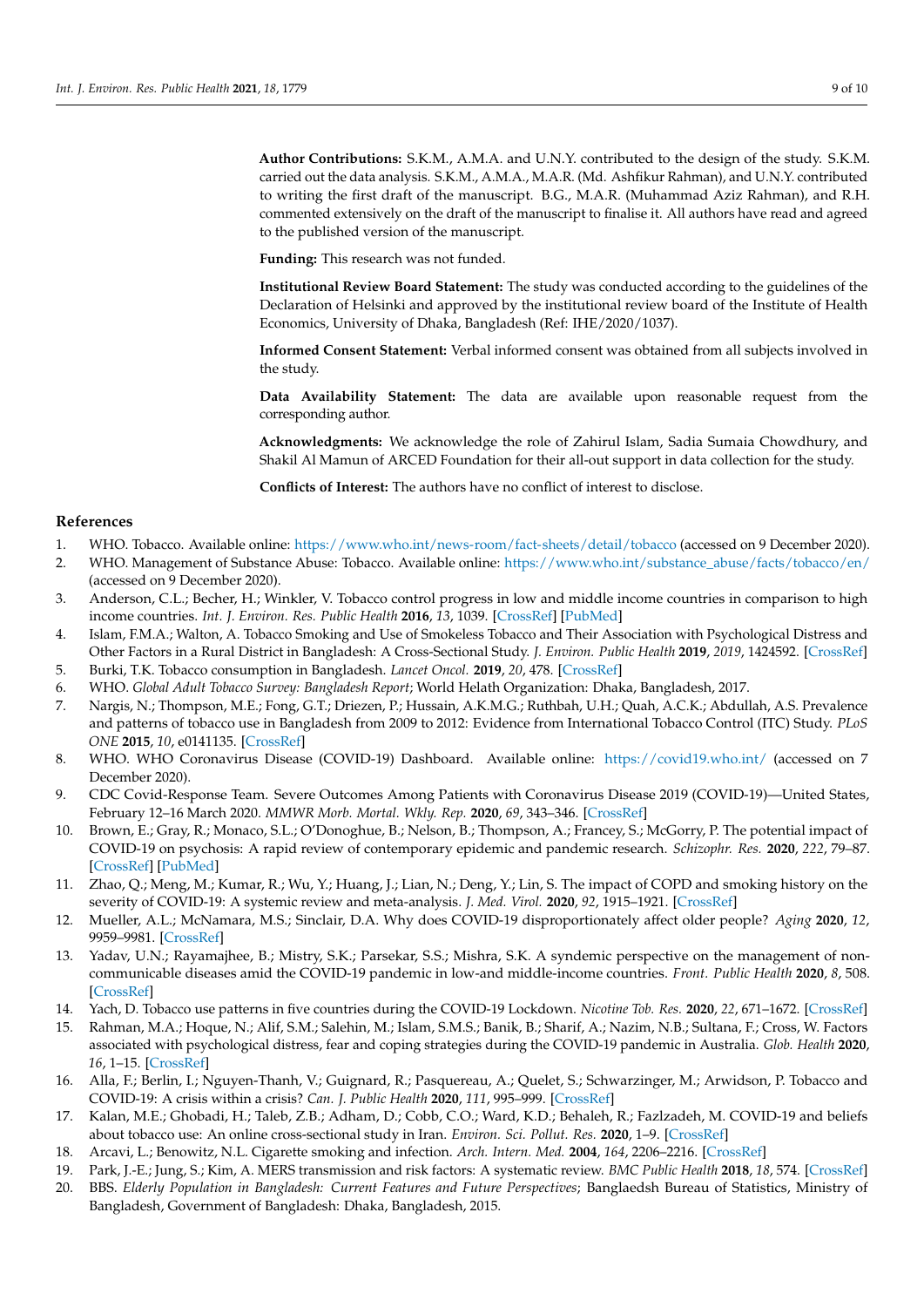**Author Contributions:** S.K.M., A.M.A. and U.N.Y. contributed to the design of the study. S.K.M. carried out the data analysis. S.K.M., A.M.A., M.A.R. (Md. Ashfikur Rahman), and U.N.Y. contributed to writing the first draft of the manuscript. B.G., M.A.R. (Muhammad Aziz Rahman), and R.H. commented extensively on the draft of the manuscript to finalise it. All authors have read and agreed to the published version of the manuscript.

**Funding:** This research was not funded.

**Institutional Review Board Statement:** The study was conducted according to the guidelines of the Declaration of Helsinki and approved by the institutional review board of the Institute of Health Economics, University of Dhaka, Bangladesh (Ref: IHE/2020/1037).

**Informed Consent Statement:** Verbal informed consent was obtained from all subjects involved in the study.

**Data Availability Statement:** The data are available upon reasonable request from the corresponding author.

**Acknowledgments:** We acknowledge the role of Zahirul Islam, Sadia Sumaia Chowdhury, and Shakil Al Mamun of ARCED Foundation for their all-out support in data collection for the study.

**Conflicts of Interest:** The authors have no conflict of interest to disclose.

## References

1. WHO. Tobacco. Available online: https://www.who.int/news-room/fact-sheets/detail/tobacco (accessed on 9 December 2020).
2. WHO. Management of Substance Abuse: Tobacco. Available online: https://www.who.int/substance_abuse/facts/tobacco/en/ (accessed on 9 December 2020).
3. Anderson, C.L.; Becher, H.; Winkler, V. Tobacco control progress in low and middle income countries in comparison to high income countries. *Int. J. Environ. Res. Public Health* **2016**, *13*, 1039. [CrossRef] [PubMed]
4. Islam, F.M.A.; Walton, A. Tobacco Smoking and Use of Smokeless Tobacco and Their Association with Psychological Distress and Other Factors in a Rural District in Bangladesh: A Cross-Sectional Study. *J. Environ. Public Health* **2019**, *2019*, 1424592. [CrossRef]
5. Burki, T.K. Tobacco consumption in Bangladesh. *Lancet Oncol.* **2019**, *20*, 478. [CrossRef]
6. WHO. *Global Adult Tobacco Survey: Bangladesh Report*; World Helath Organization: Dhaka, Bangladesh, 2017.
7. Nargis, N.; Thompson, M.E.; Fong, G.T.; Driezen, P.; Hussain, A.K.M.G.; Ruthbah, U.H.; Quah, A.C.K.; Abdullah, A.S. Prevalence and patterns of tobacco use in Bangladesh from 2009 to 2012: Evidence from International Tobacco Control (ITC) Study. *PLoS ONE* **2015**, *10*, e0141135. [CrossRef]
8. WHO. WHO Coronavirus Disease (COVID-19) Dashboard. Available online: https://covid19.who.int/ (accessed on 7 December 2020).
9. CDC Covid-Response Team. Severe Outcomes Among Patients with Coronavirus Disease 2019 (COVID-19)—United States, February 12–16 March 2020. *MMWR Morb. Mortal. Wkly. Rep.* **2020**, *69*, 343–346. [CrossRef]
10. Brown, E.; Gray, R.; Monaco, S.L.; O'Donoghue, B.; Nelson, B.; Thompson, A.; Francey, S.; McGorry, P. The potential impact of COVID-19 on psychosis: A rapid review of contemporary epidemic and pandemic research. *Schizophr. Res.* **2020**, *222*, 79–87. [CrossRef] [PubMed]
11. Zhao, Q.; Meng, M.; Kumar, R.; Wu, Y.; Huang, J.; Lian, N.; Deng, Y.; Lin, S. The impact of COPD and smoking history on the severity of COVID-19: A systemic review and meta-analysis. *J. Med. Virol.* **2020**, *92*, 1915–1921. [CrossRef]
12. Mueller, A.L.; McNamara, M.S.; Sinclair, D.A. Why does COVID-19 disproportionately affect older people? *Aging* **2020**, *12*, 9959–9981. [CrossRef]
13. Yadav, U.N.; Rayamajhee, B.; Mistry, S.K.; Parsekar, S.S.; Mishra, S.K. A syndemic perspective on the management of non-communicable diseases amid the COVID-19 pandemic in low-and middle-income countries. *Front. Public Health* **2020**, *8*, 508. [CrossRef]
14. Yach, D. Tobacco use patterns in five countries during the COVID-19 Lockdown. *Nicotine Tob. Res.* **2020**, *22*, 671–1672. [CrossRef]
15. Rahman, M.A.; Hoque, N.; Alif, S.M.; Salehin, M.; Islam, S.M.S.; Banik, B.; Sharif, A.; Nazim, N.B.; Sultana, F.; Cross, W. Factors associated with psychological distress, fear and coping strategies during the COVID-19 pandemic in Australia. *Glob. Health* **2020**, *16*, 1–15. [CrossRef]
16. Alla, F.; Berlin, I.; Nguyen-Thanh, V.; Guignard, R.; Pasquereau, A.; Quelet, S.; Schwarzinger, M.; Arwidson, P. Tobacco and COVID-19: A crisis within a crisis? *Can. J. Public Health* **2020**, *111*, 995–999. [CrossRef]
17. Kalan, M.E.; Ghobadi, H.; Taleb, Z.B.; Adham, D.; Cobb, C.O.; Ward, K.D.; Behaleh, R.; Fazlzadeh, M. COVID-19 and beliefs about tobacco use: An online cross-sectional study in Iran. *Environ. Sci. Pollut. Res.* **2020**, 1–9. [CrossRef]
18. Arcavi, L.; Benowitz, N.L. Cigarette smoking and infection. *Arch. Intern. Med.* **2004**, *164*, 2206–2216. [CrossRef]
19. Park, J.-E.; Jung, S.; Kim, A. MERS transmission and risk factors: A systematic review. *BMC Public Health* **2018**, *18*, 574. [CrossRef]
20. BBS. *Elderly Population in Bangladesh: Current Features and Future Perspectives*; Bangladesh Bureau of Statistics, Ministry of Bangladesh, Government of Bangladesh: Dhaka, Bangladesh, 2015.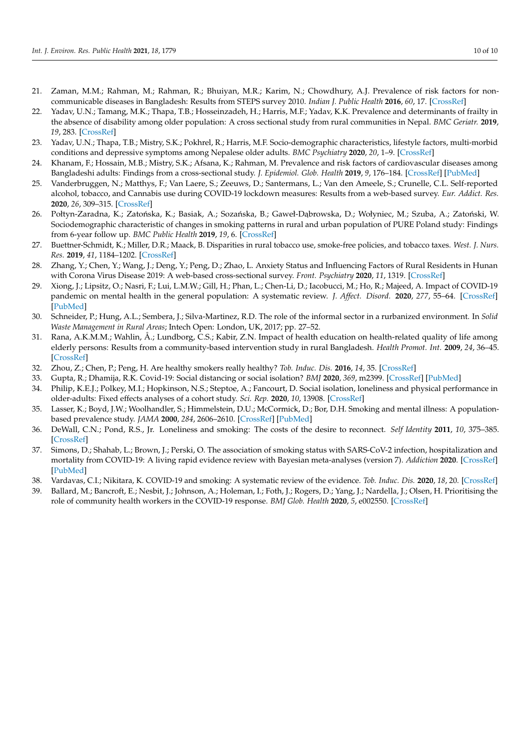21. Zaman, M.M.; Rahman, M.; Rahman, R.; Bhuiyan, M.R.; Karim, N.; Chowdhury, A.J. Prevalence of risk factors for non-communicable diseases in Bangladesh: Results from STEPS survey 2010. *Indian J. Public Health* **2016**, *60*, 17. [CrossRef]
22. Yadav, U.N.; Tamang, M.K.; Thapa, T.B.; Hosseinzadeh, H.; Harris, M.F.; Yadav, K.K. Prevalence and determinants of frailty in the absence of disability among older population: A cross sectional study from rural communities in Nepal. *BMC Geriatr.* **2019**, *19*, 283. [CrossRef]
23. Yadav, U.N.; Thapa, T.B.; Mistry, S.K.; Pokhrel, R.; Harris, M.F. Socio-demographic characteristics, lifestyle factors, multi-morbid conditions and depressive symptoms among Nepalese older adults. *BMC Psychiatry* **2020**, *20*, 1–9. [CrossRef]
24. Khanam, F.; Hossain, M.B.; Mistry, S.K.; Afsana, K.; Rahman, M. Prevalence and risk factors of cardiovascular diseases among Bangladeshi adults: Findings from a cross-sectional study. *J. Epidemiol. Glob. Health* **2019**, *9*, 176–184. [CrossRef] [PubMed]
25. Vanderbruggen, N.; Matthys, F.; Van Laere, S.; Zeeuws, D.; Santermans, L.; Van den Ameele, S.; Crunelle, C.L. Self-reported alcohol, tobacco, and Cannabis use during COVID-19 lockdown measures: Results from a web-based survey. *Eur. Addict. Res.* **2020**, *26*, 309–315. [CrossRef]
26. Połtyn-Zaradna, K.; Zatońska, K.; Basiak, A.; Sozańska, B.; Gaweł-Dąbrowska, D.; Wołyniec, M.; Szuba, A.; Zatoński, W. Sociodemographic characteristic of changes in smoking patterns in rural and urban population of PURE Poland study: Findings from 6-year follow up. *BMC Public Health* **2019**, *19*, 6. [CrossRef]
27. Buettner-Schmidt, K.; Miller, D.R.; Maack, B. Disparities in rural tobacco use, smoke-free policies, and tobacco taxes. *West. J. Nurs. Res.* **2019**, *41*, 1184–1202. [CrossRef]
28. Zhang, Y.; Chen, Y.; Wang, J.; Deng, Y.; Peng, D.; Zhao, L. Anxiety Status and Influencing Factors of Rural Residents in Hunan with Corona Virus Disease 2019: A web-based cross-sectional survey. *Front. Psychiatry* **2020**, *11*, 1319. [CrossRef]
29. Xiong, J.; Lipsitz, O.; Nasri, F.; Lui, L.M.W.; Gill, H.; Phan, L.; Chen-Li, D.; Iacobucci, M.; Ho, R.; Majeed, A. Impact of COVID-19 pandemic on mental health in the general population: A systematic review. *J. Affect. Disord.* **2020**, *277*, 55–64. [CrossRef] [PubMed]
30. Schneider, P.; Hung, A.L.; Sembera, J.; Silva-Martinez, R.D. The role of the informal sector in a rurbanized environment. In *Solid Waste Management in Rural Areas*; Intech Open: London, UK, 2017; pp. 27–52.
31. Rana, A.K.M.M.; Wahlin, Å.; Lundborg, C.S.; Kabir, Z.N. Impact of health education on health-related quality of life among elderly persons: Results from a community-based intervention study in rural Bangladesh. *Health Promot. Int.* **2009**, *24*, 36–45. [CrossRef]
32. Zhou, Z.; Chen, P.; Peng, H. Are healthy smokers really healthy? *Tob. Induc. Dis.* **2016**, *14*, 35. [CrossRef]
33. Gupta, R.; Dhamija, R.K. Covid-19: Social distancing or social isolation? *BMJ* **2020**, *369*, m2399. [CrossRef] [PubMed]
34. Philip, K.E.J.; Polkey, M.I.; Hopkinson, N.S.; Steptoe, A.; Fancourt, D. Social isolation, loneliness and physical performance in older-adults: Fixed effects analyses of a cohort study. *Sci. Rep.* **2020**, *10*, 13908. [CrossRef]
35. Lasser, K.; Boyd, J.W.; Woolhandler, S.; Himmelstein, D.U.; McCormick, D.; Bor, D.H. Smoking and mental illness: A population-based prevalence study. *JAMA* **2000**, *284*, 2606–2610. [CrossRef] [PubMed]
36. DeWall, C.N.; Pond, R.S., Jr. Loneliness and smoking: The costs of the desire to reconnect. *Self Identity* **2011**, *10*, 375–385. [CrossRef]
37. Simons, D.; Shahab, L.; Brown, J.; Perski, O. The association of smoking status with SARS-CoV-2 infection, hospitalization and mortality from COVID-19: A living rapid evidence review with Bayesian meta-analyses (version 7). *Addiction* **2020**. [CrossRef] [PubMed]
38. Vardavas, C.I.; Nikitara, K. COVID-19 and smoking: A systematic review of the evidence. *Tob. Induc. Dis.* **2020**, *18*, 20. [CrossRef]
39. Ballard, M.; Bancroft, E.; Nesbit, J.; Johnson, A.; Holeman, I.; Foth, J.; Rogers, D.; Yang, J.; Nardella, J.; Olsen, H. Prioritising the role of community health workers in the COVID-19 response. *BMJ Glob. Health* **2020**, *5*, e002550. [CrossRef]